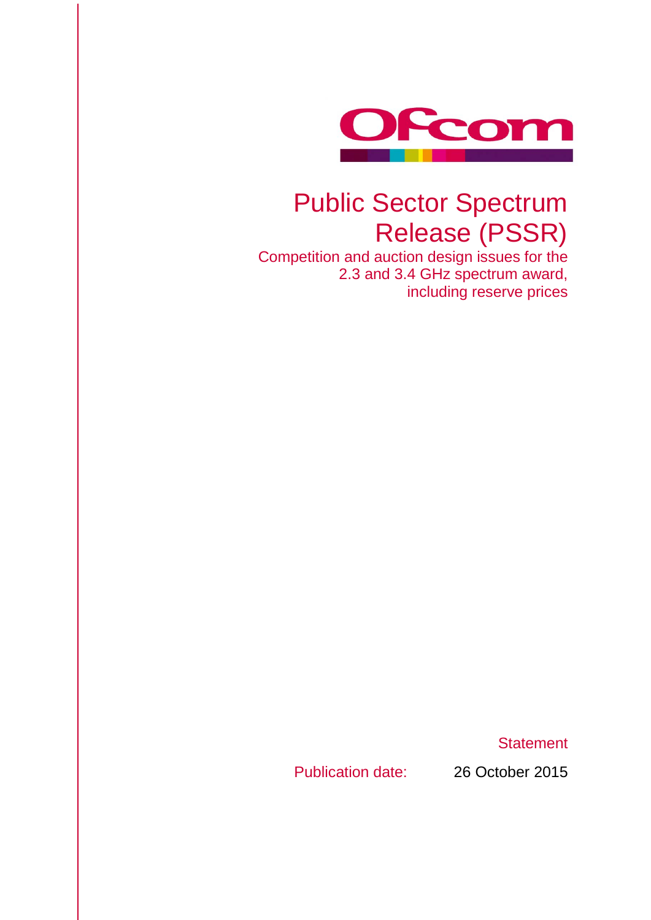Ofcom

# Public Sector Spectrum Release (PSSR)

## Competition and auction design issues for the 2.3 and 3.4 GHz spectrum award, including reserve prices

Statement

Publication date: 26 October 2015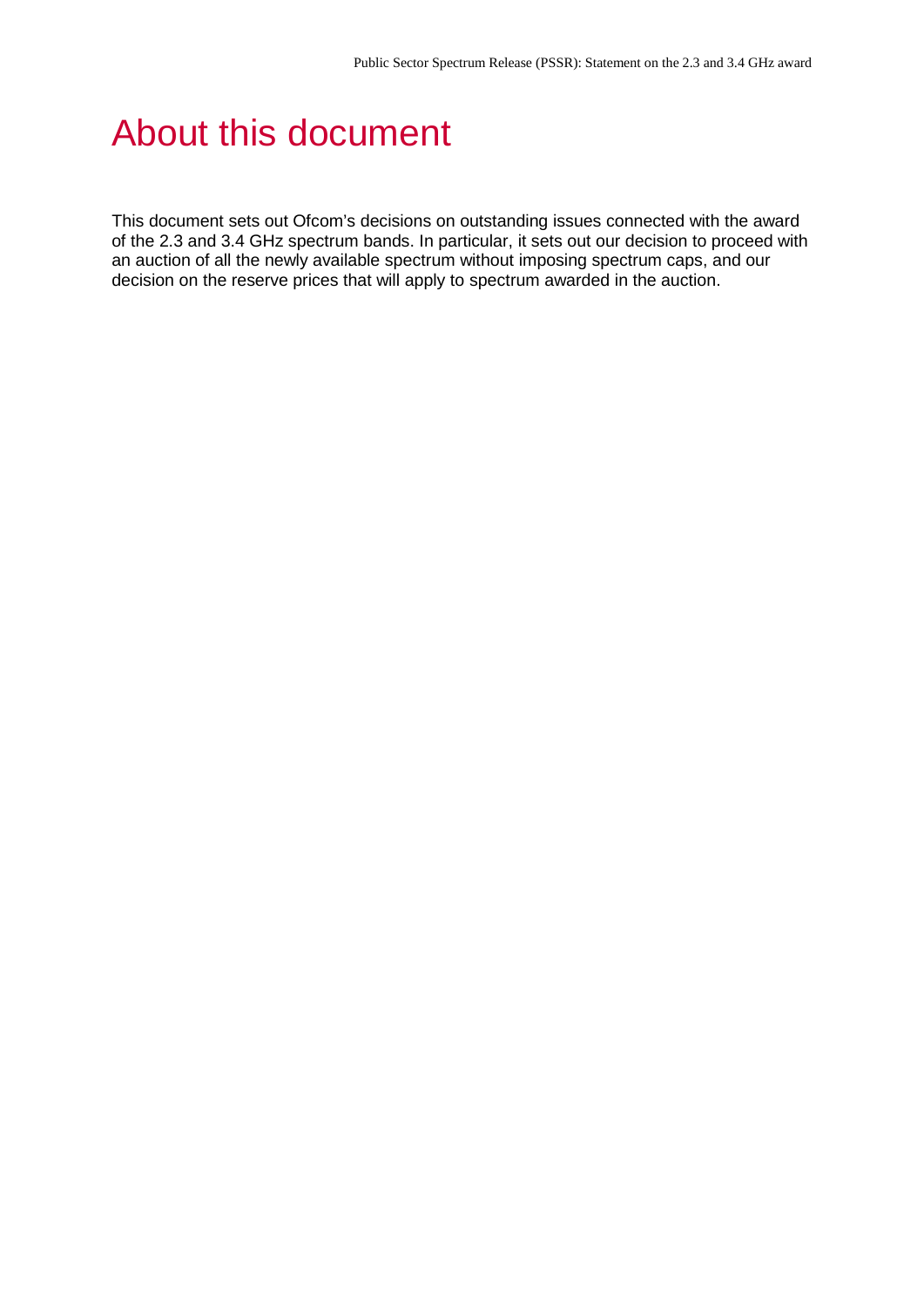# About this document

This document sets out Ofcom's decisions on outstanding issues connected with the award of the 2.3 and 3.4 GHz spectrum bands. In particular, it sets out our decision to proceed with an auction of all the newly available spectrum without imposing spectrum caps, and our decision on the reserve prices that will apply to spectrum awarded in the auction.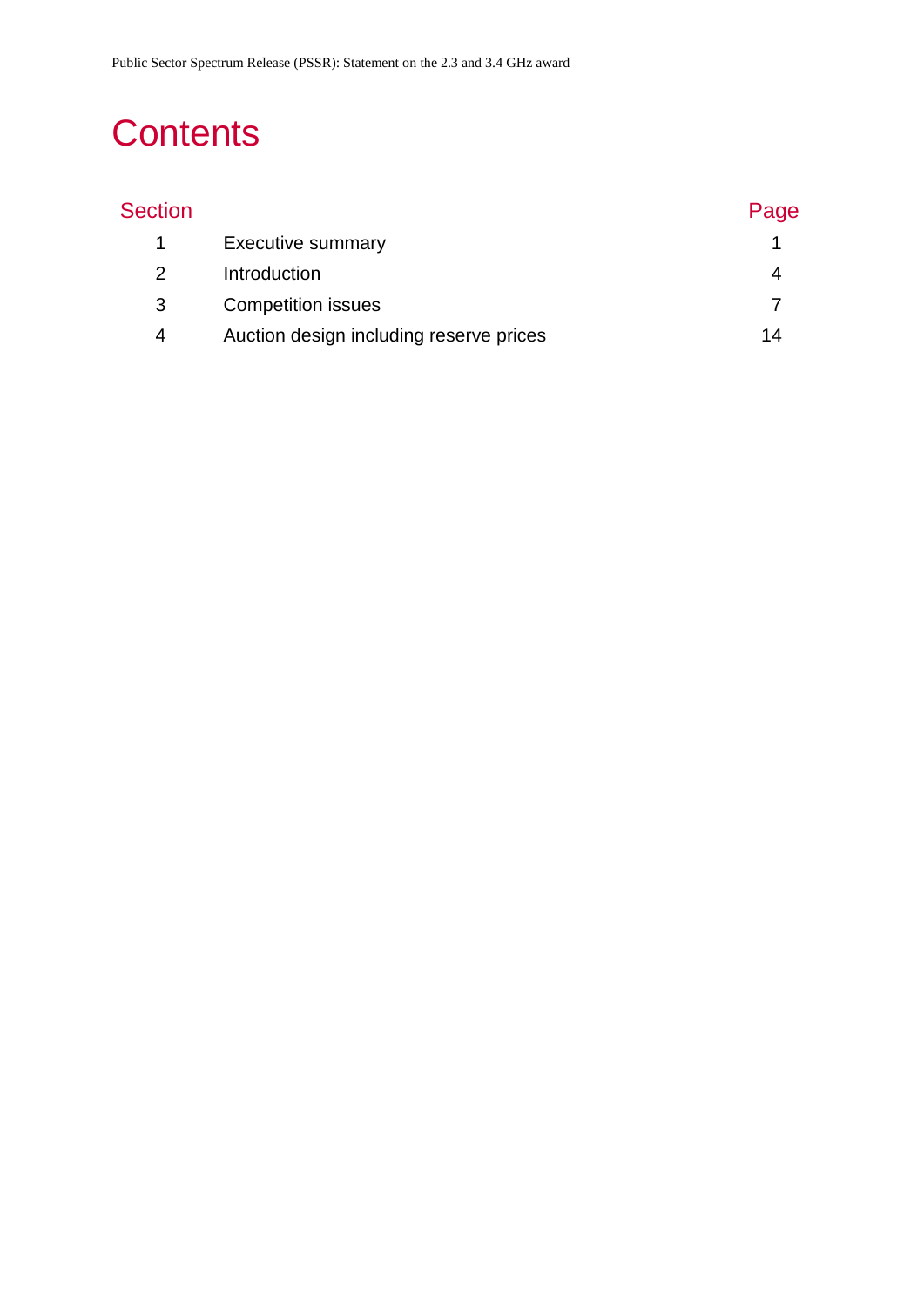# Contents

| Section | | Page |
|---|---|---|
| 1 | Executive summary | 1 |
| 2 | Introduction | 4 |
| 3 | Competition issues | 7 |
| 4 | Auction design including reserve prices | 14 |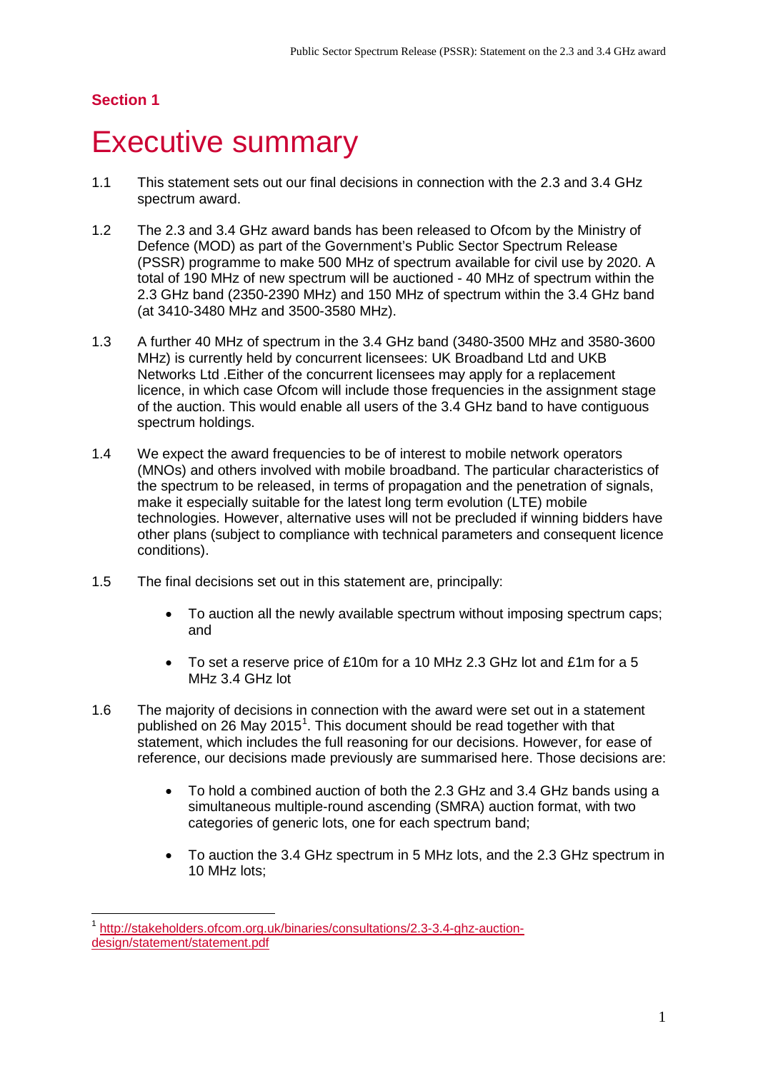## Section 1

# Executive summary

1.1 This statement sets out our final decisions in connection with the 2.3 and 3.4 GHz spectrum award.

1.2 The 2.3 and 3.4 GHz award bands has been released to Ofcom by the Ministry of Defence (MOD) as part of the Government's Public Sector Spectrum Release (PSSR) programme to make 500 MHz of spectrum available for civil use by 2020. A total of 190 MHz of new spectrum will be auctioned - 40 MHz of spectrum within the 2.3 GHz band (2350-2390 MHz) and 150 MHz of spectrum within the 3.4 GHz band (at 3410-3480 MHz and 3500-3580 MHz).

1.3 A further 40 MHz of spectrum in the 3.4 GHz band (3480-3500 MHz and 3580-3600 MHz) is currently held by concurrent licensees: UK Broadband Ltd and UKB Networks Ltd .Either of the concurrent licensees may apply for a replacement licence, in which case Ofcom will include those frequencies in the assignment stage of the auction. This would enable all users of the 3.4 GHz band to have contiguous spectrum holdings.

1.4 We expect the award frequencies to be of interest to mobile network operators (MNOs) and others involved with mobile broadband. The particular characteristics of the spectrum to be released, in terms of propagation and the penetration of signals, make it especially suitable for the latest long term evolution (LTE) mobile technologies. However, alternative uses will not be precluded if winning bidders have other plans (subject to compliance with technical parameters and consequent licence conditions).

1.5 The final decisions set out in this statement are, principally:

- To auction all the newly available spectrum without imposing spectrum caps; and
- To set a reserve price of £10m for a 10 MHz 2.3 GHz lot and £1m for a 5 MHz 3.4 GHz lot

1.6 The majority of decisions in connection with the award were set out in a statement published on 26 May 2015[1]. This document should be read together with that statement, which includes the full reasoning for our decisions. However, for ease of reference, our decisions made previously are summarised here. Those decisions are:

- To hold a combined auction of both the 2.3 GHz and 3.4 GHz bands using a simultaneous multiple-round ascending (SMRA) auction format, with two categories of generic lots, one for each spectrum band;
- To auction the 3.4 GHz spectrum in 5 MHz lots, and the 2.3 GHz spectrum in 10 MHz lots;

[1] http://stakeholders.ofcom.org.uk/binaries/consultations/2.3-3.4-ghz-auction-design/statement/statement.pdf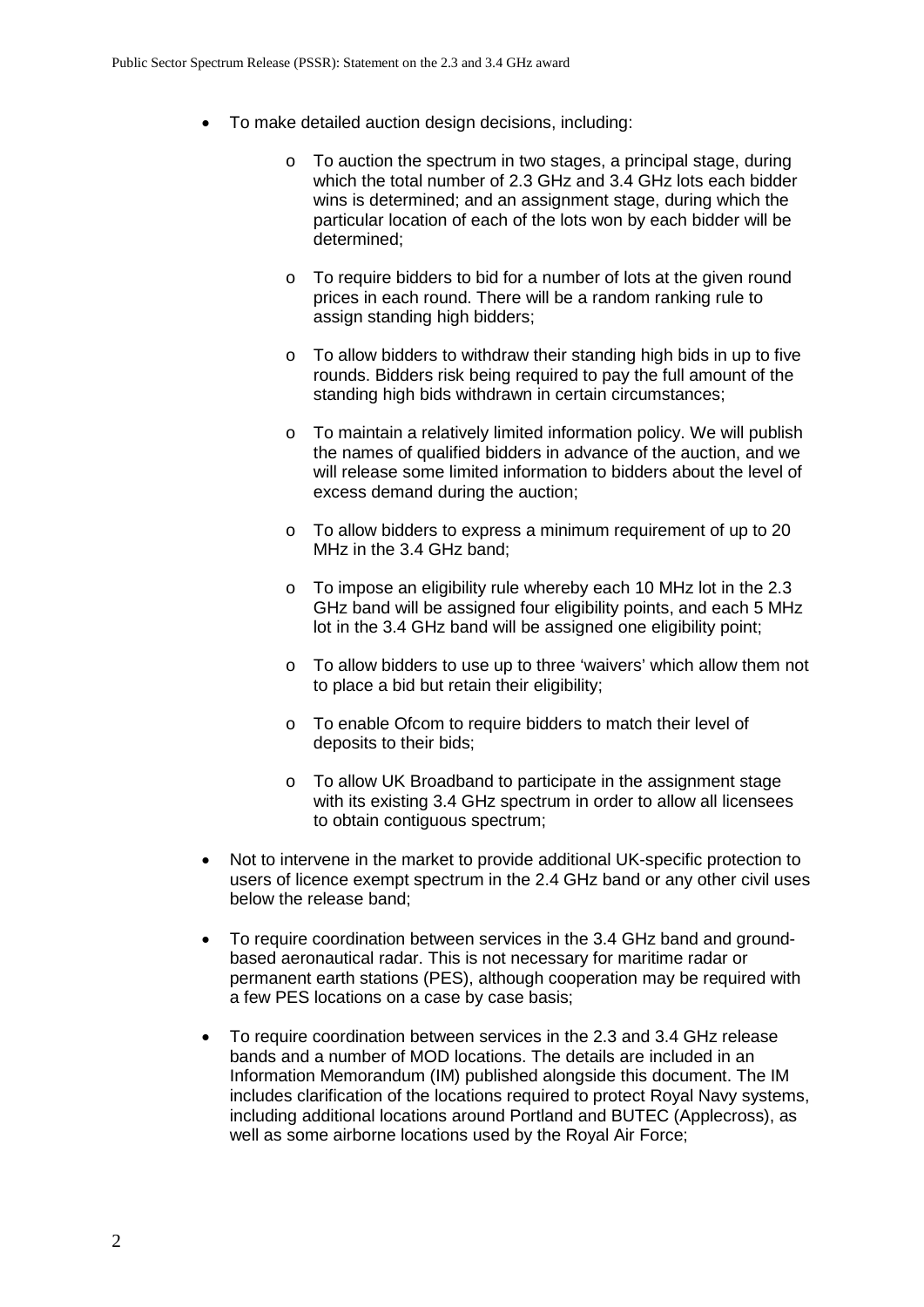- To make detailed auction design decisions, including:
  - To auction the spectrum in two stages, a principal stage, during which the total number of 2.3 GHz and 3.4 GHz lots each bidder wins is determined; and an assignment stage, during which the particular location of each of the lots won by each bidder will be determined;
  - To require bidders to bid for a number of lots at the given round prices in each round. There will be a random ranking rule to assign standing high bidders;
  - To allow bidders to withdraw their standing high bids in up to five rounds. Bidders risk being required to pay the full amount of the standing high bids withdrawn in certain circumstances;
  - To maintain a relatively limited information policy. We will publish the names of qualified bidders in advance of the auction, and we will release some limited information to bidders about the level of excess demand during the auction;
  - To allow bidders to express a minimum requirement of up to 20 MHz in the 3.4 GHz band;
  - To impose an eligibility rule whereby each 10 MHz lot in the 2.3 GHz band will be assigned four eligibility points, and each 5 MHz lot in the 3.4 GHz band will be assigned one eligibility point;
  - To allow bidders to use up to three 'waivers' which allow them not to place a bid but retain their eligibility;
  - To enable Ofcom to require bidders to match their level of deposits to their bids;
  - To allow UK Broadband to participate in the assignment stage with its existing 3.4 GHz spectrum in order to allow all licensees to obtain contiguous spectrum;
- Not to intervene in the market to provide additional UK-specific protection to users of licence exempt spectrum in the 2.4 GHz band or any other civil uses below the release band;
- To require coordination between services in the 3.4 GHz band and ground-based aeronautical radar. This is not necessary for maritime radar or permanent earth stations (PES), although cooperation may be required with a few PES locations on a case by case basis;
- To require coordination between services in the 2.3 and 3.4 GHz release bands and a number of MOD locations. The details are included in an Information Memorandum (IM) published alongside this document. The IM includes clarification of the locations required to protect Royal Navy systems, including additional locations around Portland and BUTEC (Applecross), as well as some airborne locations used by the Royal Air Force;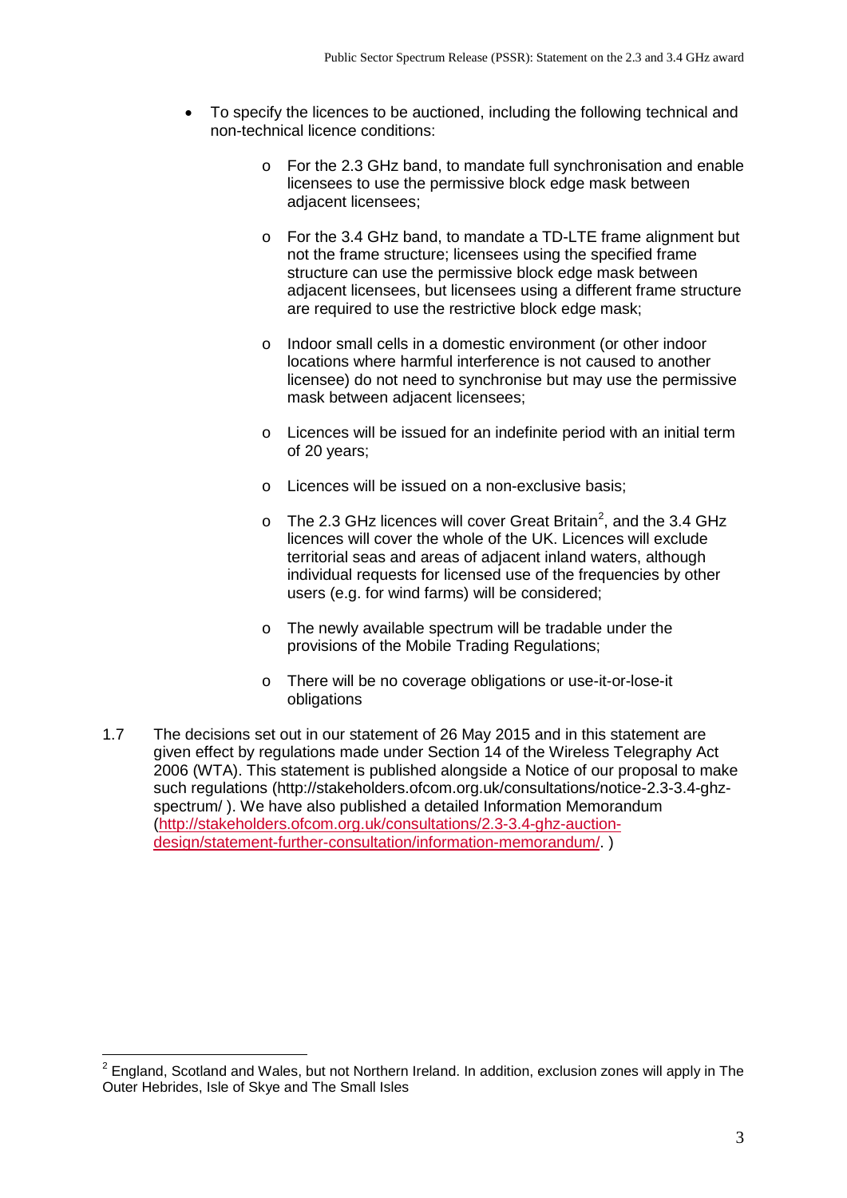- To specify the licences to be auctioned, including the following technical and non-technical licence conditions:
  - For the 2.3 GHz band, to mandate full synchronisation and enable licensees to use the permissive block edge mask between adjacent licensees;
  - For the 3.4 GHz band, to mandate a TD-LTE frame alignment but not the frame structure; licensees using the specified frame structure can use the permissive block edge mask between adjacent licensees, but licensees using a different frame structure are required to use the restrictive block edge mask;
  - Indoor small cells in a domestic environment (or other indoor locations where harmful interference is not caused to another licensee) do not need to synchronise but may use the permissive mask between adjacent licensees;
  - Licences will be issued for an indefinite period with an initial term of 20 years;
  - Licences will be issued on a non-exclusive basis;
  - The 2.3 GHz licences will cover Great Britain[2], and the 3.4 GHz licences will cover the whole of the UK. Licences will exclude territorial seas and areas of adjacent inland waters, although individual requests for licensed use of the frequencies by other users (e.g. for wind farms) will be considered;
  - The newly available spectrum will be tradable under the provisions of the Mobile Trading Regulations;
  - There will be no coverage obligations or use-it-or-lose-it obligations

1.7 The decisions set out in our statement of 26 May 2015 and in this statement are given effect by regulations made under Section 14 of the Wireless Telegraphy Act 2006 (WTA). This statement is published alongside a Notice of our proposal to make such regulations (http://stakeholders.ofcom.org.uk/consultations/notice-2.3-3.4-ghz-spectrum/ ). We have also published a detailed Information Memorandum (http://stakeholders.ofcom.org.uk/consultations/2.3-3.4-ghz-auction-design/statement-further-consultation/information-memorandum/. )

[2] England, Scotland and Wales, but not Northern Ireland. In addition, exclusion zones will apply in The Outer Hebrides, Isle of Skye and The Small Isles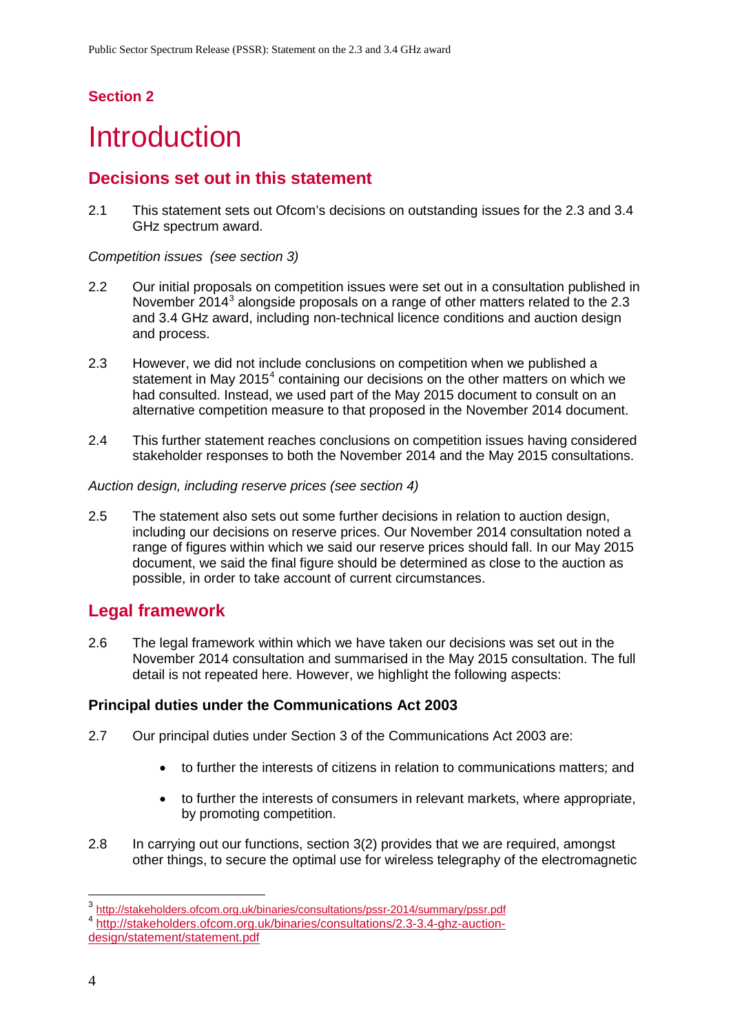## Section 2

# Introduction

## Decisions set out in this statement

2.1 This statement sets out Ofcom's decisions on outstanding issues for the 2.3 and 3.4 GHz spectrum award.

*Competition issues (see section 3)*

2.2 Our initial proposals on competition issues were set out in a consultation published in November 2014[3] alongside proposals on a range of other matters related to the 2.3 and 3.4 GHz award, including non-technical licence conditions and auction design and process.

2.3 However, we did not include conclusions on competition when we published a statement in May 2015[4] containing our decisions on the other matters on which we had consulted. Instead, we used part of the May 2015 document to consult on an alternative competition measure to that proposed in the November 2014 document.

2.4 This further statement reaches conclusions on competition issues having considered stakeholder responses to both the November 2014 and the May 2015 consultations.

*Auction design, including reserve prices (see section 4)*

2.5 The statement also sets out some further decisions in relation to auction design, including our decisions on reserve prices. Our November 2014 consultation noted a range of figures within which we said our reserve prices should fall. In our May 2015 document, we said the final figure should be determined as close to the auction as possible, in order to take account of current circumstances.

## Legal framework

2.6 The legal framework within which we have taken our decisions was set out in the November 2014 consultation and summarised in the May 2015 consultation. The full detail is not repeated here. However, we highlight the following aspects:

### Principal duties under the Communications Act 2003

2.7 Our principal duties under Section 3 of the Communications Act 2003 are:

- to further the interests of citizens in relation to communications matters; and
- to further the interests of consumers in relevant markets, where appropriate, by promoting competition.

2.8 In carrying out our functions, section 3(2) provides that we are required, amongst other things, to secure the optimal use for wireless telegraphy of the electromagnetic

[3] http://stakeholders.ofcom.org.uk/binaries/consultations/pssr-2014/summary/pssr.pdf

[4] http://stakeholders.ofcom.org.uk/binaries/consultations/2.3-3.4-ghz-auction-design/statement/statement.pdf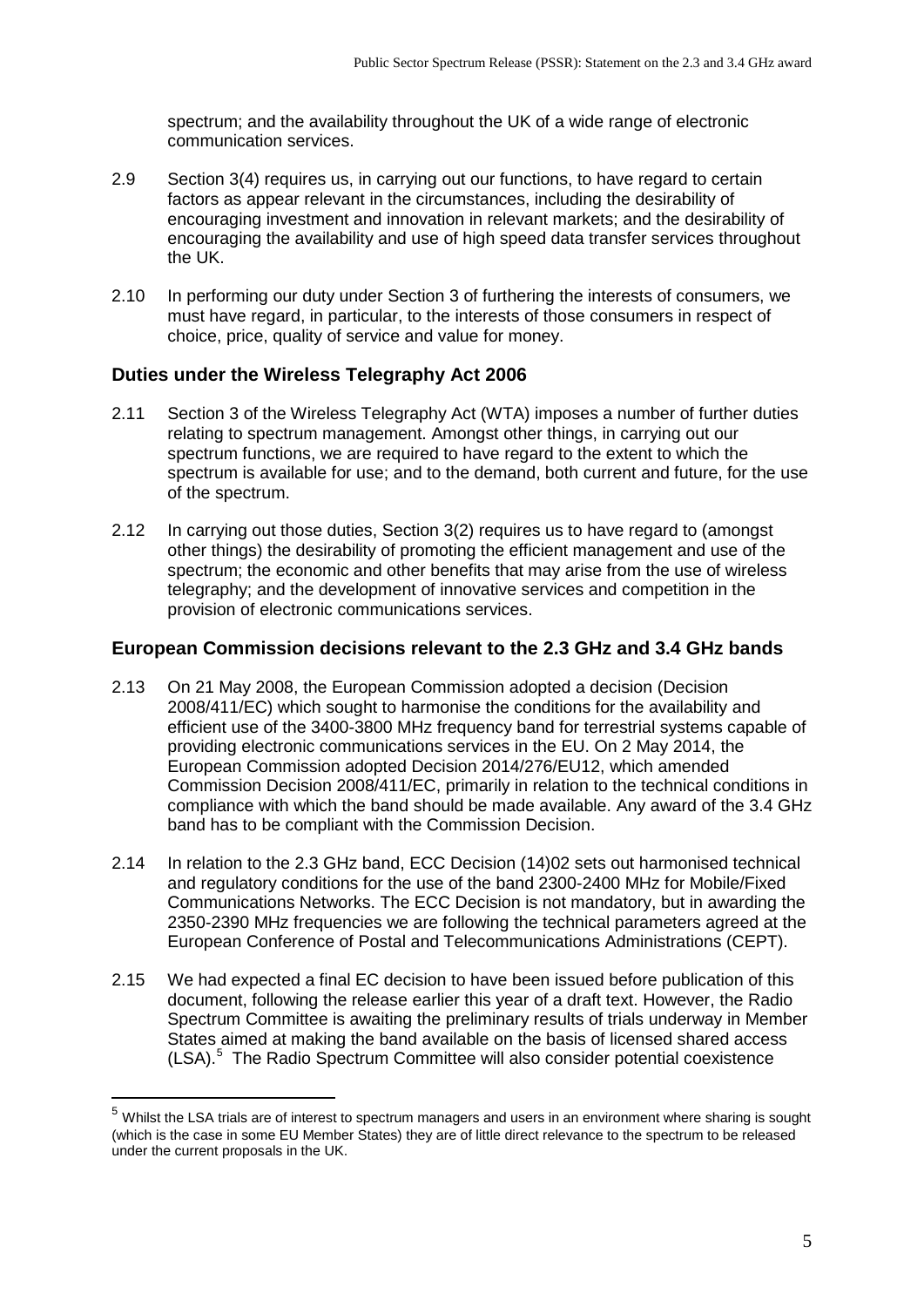spectrum; and the availability throughout the UK of a wide range of electronic communication services.

2.9 Section 3(4) requires us, in carrying out our functions, to have regard to certain factors as appear relevant in the circumstances, including the desirability of encouraging investment and innovation in relevant markets; and the desirability of encouraging the availability and use of high speed data transfer services throughout the UK.

2.10 In performing our duty under Section 3 of furthering the interests of consumers, we must have regard, in particular, to the interests of those consumers in respect of choice, price, quality of service and value for money.

### Duties under the Wireless Telegraphy Act 2006

2.11 Section 3 of the Wireless Telegraphy Act (WTA) imposes a number of further duties relating to spectrum management. Amongst other things, in carrying out our spectrum functions, we are required to have regard to the extent to which the spectrum is available for use; and to the demand, both current and future, for the use of the spectrum.

2.12 In carrying out those duties, Section 3(2) requires us to have regard to (amongst other things) the desirability of promoting the efficient management and use of the spectrum; the economic and other benefits that may arise from the use of wireless telegraphy; and the development of innovative services and competition in the provision of electronic communications services.

### European Commission decisions relevant to the 2.3 GHz and 3.4 GHz bands

2.13 On 21 May 2008, the European Commission adopted a decision (Decision 2008/411/EC) which sought to harmonise the conditions for the availability and efficient use of the 3400-3800 MHz frequency band for terrestrial systems capable of providing electronic communications services in the EU. On 2 May 2014, the European Commission adopted Decision 2014/276/EU12, which amended Commission Decision 2008/411/EC, primarily in relation to the technical conditions in compliance with which the band should be made available. Any award of the 3.4 GHz band has to be compliant with the Commission Decision.

2.14 In relation to the 2.3 GHz band, ECC Decision (14)02 sets out harmonised technical and regulatory conditions for the use of the band 2300-2400 MHz for Mobile/Fixed Communications Networks. The ECC Decision is not mandatory, but in awarding the 2350-2390 MHz frequencies we are following the technical parameters agreed at the European Conference of Postal and Telecommunications Administrations (CEPT).

2.15 We had expected a final EC decision to have been issued before publication of this document, following the release earlier this year of a draft text. However, the Radio Spectrum Committee is awaiting the preliminary results of trials underway in Member States aimed at making the band available on the basis of licensed shared access (LSA).[5] The Radio Spectrum Committee will also consider potential coexistence

[5] Whilst the LSA trials are of interest to spectrum managers and users in an environment where sharing is sought (which is the case in some EU Member States) they are of little direct relevance to the spectrum to be released under the current proposals in the UK.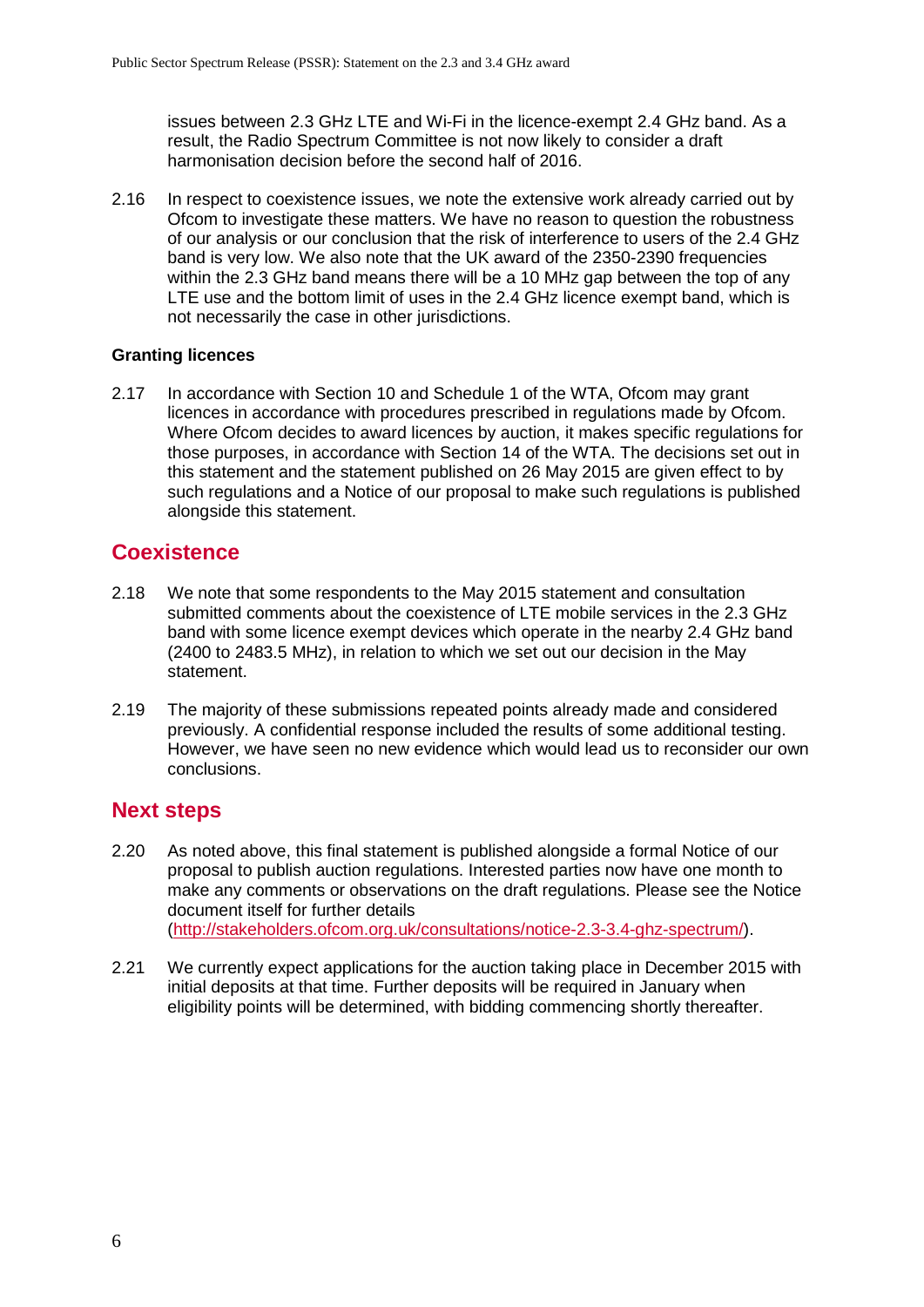issues between 2.3 GHz LTE and Wi-Fi in the licence-exempt 2.4 GHz band. As a result, the Radio Spectrum Committee is not now likely to consider a draft harmonisation decision before the second half of 2016.

2.16 In respect to coexistence issues, we note the extensive work already carried out by Ofcom to investigate these matters. We have no reason to question the robustness of our analysis or our conclusion that the risk of interference to users of the 2.4 GHz band is very low. We also note that the UK award of the 2350-2390 frequencies within the 2.3 GHz band means there will be a 10 MHz gap between the top of any LTE use and the bottom limit of uses in the 2.4 GHz licence exempt band, which is not necessarily the case in other jurisdictions.

**Granting licences**

2.17 In accordance with Section 10 and Schedule 1 of the WTA, Ofcom may grant licences in accordance with procedures prescribed in regulations made by Ofcom. Where Ofcom decides to award licences by auction, it makes specific regulations for those purposes, in accordance with Section 14 of the WTA. The decisions set out in this statement and the statement published on 26 May 2015 are given effect to by such regulations and a Notice of our proposal to make such regulations is published alongside this statement.

## Coexistence

2.18 We note that some respondents to the May 2015 statement and consultation submitted comments about the coexistence of LTE mobile services in the 2.3 GHz band with some licence exempt devices which operate in the nearby 2.4 GHz band (2400 to 2483.5 MHz), in relation to which we set out our decision in the May statement.

2.19 The majority of these submissions repeated points already made and considered previously. A confidential response included the results of some additional testing. However, we have seen no new evidence which would lead us to reconsider our own conclusions.

## Next steps

2.20 As noted above, this final statement is published alongside a formal Notice of our proposal to publish auction regulations. Interested parties now have one month to make any comments or observations on the draft regulations. Please see the Notice document itself for further details (http://stakeholders.ofcom.org.uk/consultations/notice-2.3-3.4-ghz-spectrum/).

2.21 We currently expect applications for the auction taking place in December 2015 with initial deposits at that time. Further deposits will be required in January when eligibility points will be determined, with bidding commencing shortly thereafter.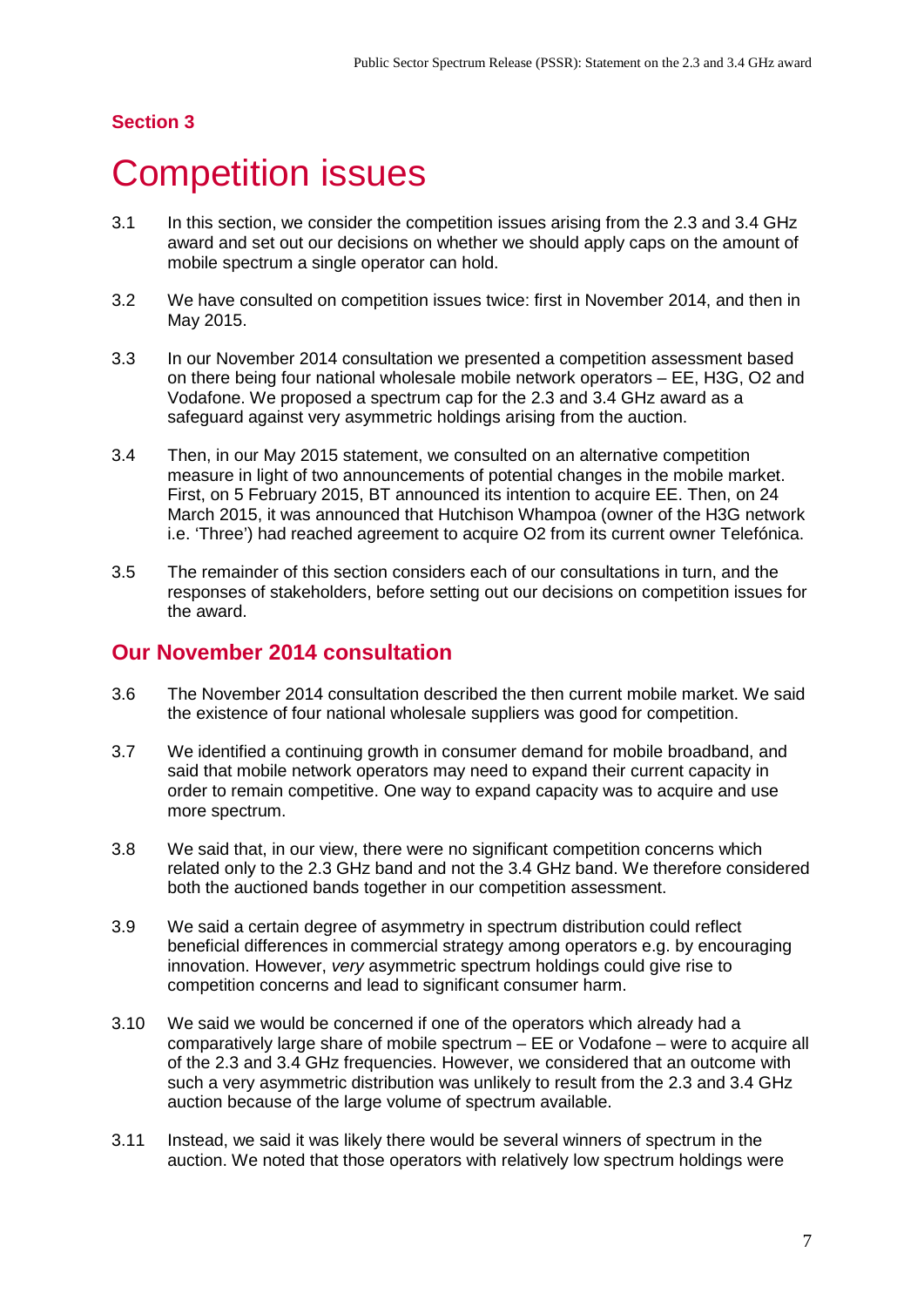**Section 3**

# Competition issues

3.1 In this section, we consider the competition issues arising from the 2.3 and 3.4 GHz award and set out our decisions on whether we should apply caps on the amount of mobile spectrum a single operator can hold.

3.2 We have consulted on competition issues twice: first in November 2014, and then in May 2015.

3.3 In our November 2014 consultation we presented a competition assessment based on there being four national wholesale mobile network operators – EE, H3G, O2 and Vodafone. We proposed a spectrum cap for the 2.3 and 3.4 GHz award as a safeguard against very asymmetric holdings arising from the auction.

3.4 Then, in our May 2015 statement, we consulted on an alternative competition measure in light of two announcements of potential changes in the mobile market. First, on 5 February 2015, BT announced its intention to acquire EE. Then, on 24 March 2015, it was announced that Hutchison Whampoa (owner of the H3G network i.e. 'Three') had reached agreement to acquire O2 from its current owner Telefónica.

3.5 The remainder of this section considers each of our consultations in turn, and the responses of stakeholders, before setting out our decisions on competition issues for the award.

## Our November 2014 consultation

3.6 The November 2014 consultation described the then current mobile market. We said the existence of four national wholesale suppliers was good for competition.

3.7 We identified a continuing growth in consumer demand for mobile broadband, and said that mobile network operators may need to expand their current capacity in order to remain competitive. One way to expand capacity was to acquire and use more spectrum.

3.8 We said that, in our view, there were no significant competition concerns which related only to the 2.3 GHz band and not the 3.4 GHz band. We therefore considered both the auctioned bands together in our competition assessment.

3.9 We said a certain degree of asymmetry in spectrum distribution could reflect beneficial differences in commercial strategy among operators e.g. by encouraging innovation. However, *very* asymmetric spectrum holdings could give rise to competition concerns and lead to significant consumer harm.

3.10 We said we would be concerned if one of the operators which already had a comparatively large share of mobile spectrum – EE or Vodafone – were to acquire all of the 2.3 and 3.4 GHz frequencies. However, we considered that an outcome with such a very asymmetric distribution was unlikely to result from the 2.3 and 3.4 GHz auction because of the large volume of spectrum available.

3.11 Instead, we said it was likely there would be several winners of spectrum in the auction. We noted that those operators with relatively low spectrum holdings were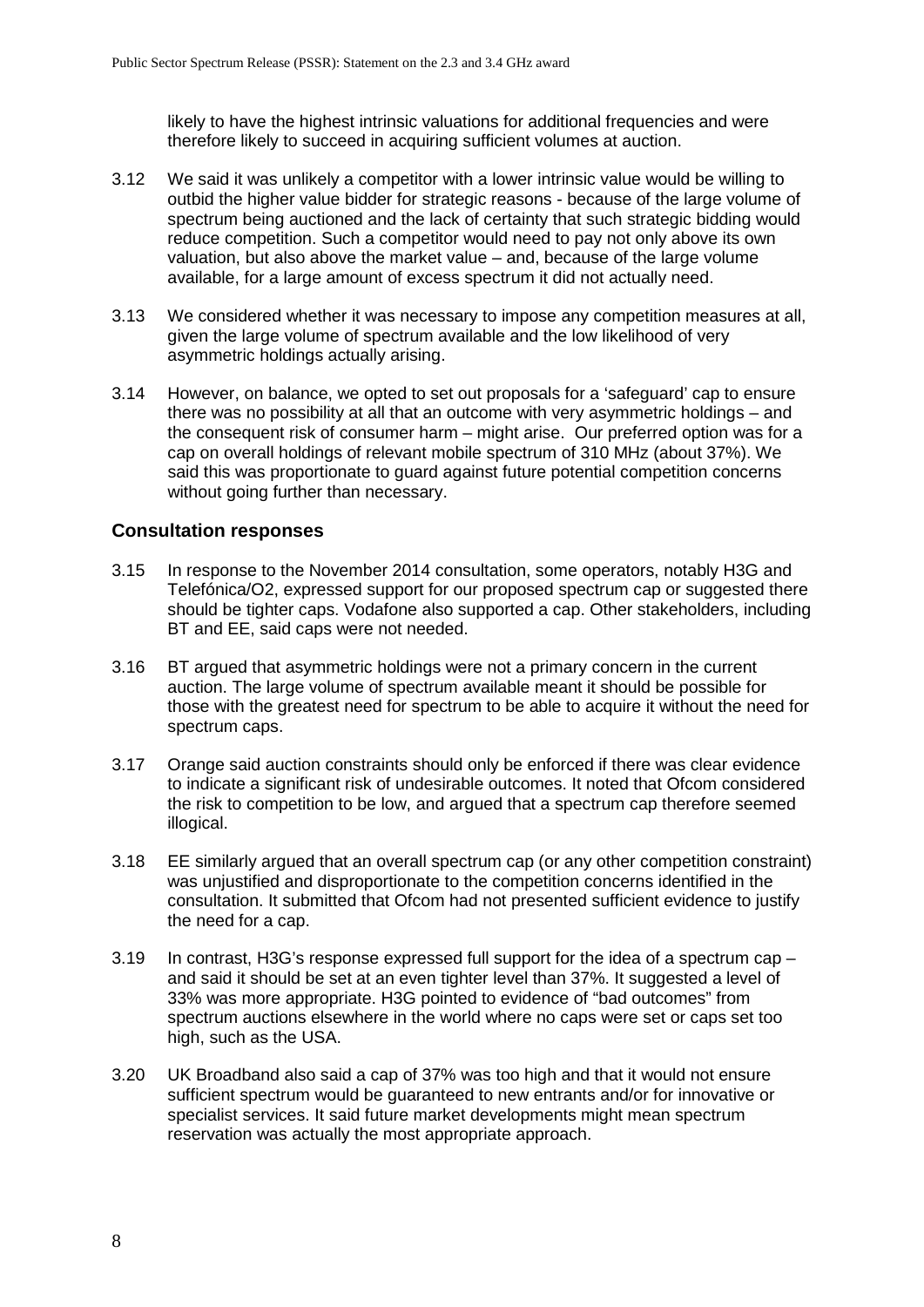likely to have the highest intrinsic valuations for additional frequencies and were therefore likely to succeed in acquiring sufficient volumes at auction.

3.12 We said it was unlikely a competitor with a lower intrinsic value would be willing to outbid the higher value bidder for strategic reasons - because of the large volume of spectrum being auctioned and the lack of certainty that such strategic bidding would reduce competition. Such a competitor would need to pay not only above its own valuation, but also above the market value – and, because of the large volume available, for a large amount of excess spectrum it did not actually need.

3.13 We considered whether it was necessary to impose any competition measures at all, given the large volume of spectrum available and the low likelihood of very asymmetric holdings actually arising.

3.14 However, on balance, we opted to set out proposals for a 'safeguard' cap to ensure there was no possibility at all that an outcome with very asymmetric holdings – and the consequent risk of consumer harm – might arise. Our preferred option was for a cap on overall holdings of relevant mobile spectrum of 310 MHz (about 37%). We said this was proportionate to guard against future potential competition concerns without going further than necessary.

### Consultation responses

3.15 In response to the November 2014 consultation, some operators, notably H3G and Telefónica/O2, expressed support for our proposed spectrum cap or suggested there should be tighter caps. Vodafone also supported a cap. Other stakeholders, including BT and EE, said caps were not needed.

3.16 BT argued that asymmetric holdings were not a primary concern in the current auction. The large volume of spectrum available meant it should be possible for those with the greatest need for spectrum to be able to acquire it without the need for spectrum caps.

3.17 Orange said auction constraints should only be enforced if there was clear evidence to indicate a significant risk of undesirable outcomes. It noted that Ofcom considered the risk to competition to be low, and argued that a spectrum cap therefore seemed illogical.

3.18 EE similarly argued that an overall spectrum cap (or any other competition constraint) was unjustified and disproportionate to the competition concerns identified in the consultation. It submitted that Ofcom had not presented sufficient evidence to justify the need for a cap.

3.19 In contrast, H3G's response expressed full support for the idea of a spectrum cap – and said it should be set at an even tighter level than 37%. It suggested a level of 33% was more appropriate. H3G pointed to evidence of "bad outcomes" from spectrum auctions elsewhere in the world where no caps were set or caps set too high, such as the USA.

3.20 UK Broadband also said a cap of 37% was too high and that it would not ensure sufficient spectrum would be guaranteed to new entrants and/or for innovative or specialist services. It said future market developments might mean spectrum reservation was actually the most appropriate approach.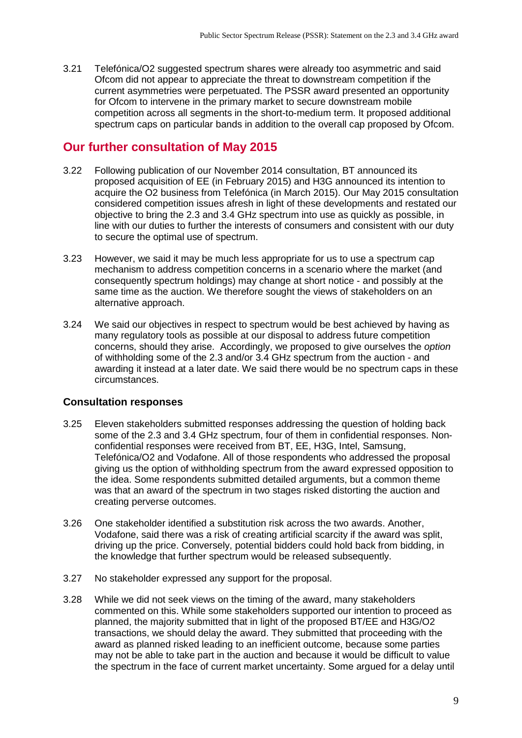3.21 Telefónica/O2 suggested spectrum shares were already too asymmetric and said Ofcom did not appear to appreciate the threat to downstream competition if the current asymmetries were perpetuated. The PSSR award presented an opportunity for Ofcom to intervene in the primary market to secure downstream mobile competition across all segments in the short-to-medium term. It proposed additional spectrum caps on particular bands in addition to the overall cap proposed by Ofcom.

## Our further consultation of May 2015

3.22 Following publication of our November 2014 consultation, BT announced its proposed acquisition of EE (in February 2015) and H3G announced its intention to acquire the O2 business from Telefónica (in March 2015). Our May 2015 consultation considered competition issues afresh in light of these developments and restated our objective to bring the 2.3 and 3.4 GHz spectrum into use as quickly as possible, in line with our duties to further the interests of consumers and consistent with our duty to secure the optimal use of spectrum.

3.23 However, we said it may be much less appropriate for us to use a spectrum cap mechanism to address competition concerns in a scenario where the market (and consequently spectrum holdings) may change at short notice - and possibly at the same time as the auction. We therefore sought the views of stakeholders on an alternative approach.

3.24 We said our objectives in respect to spectrum would be best achieved by having as many regulatory tools as possible at our disposal to address future competition concerns, should they arise. Accordingly, we proposed to give ourselves the *option* of withholding some of the 2.3 and/or 3.4 GHz spectrum from the auction - and awarding it instead at a later date. We said there would be no spectrum caps in these circumstances.

### Consultation responses

3.25 Eleven stakeholders submitted responses addressing the question of holding back some of the 2.3 and 3.4 GHz spectrum, four of them in confidential responses. Non-confidential responses were received from BT, EE, H3G, Intel, Samsung, Telefónica/O2 and Vodafone. All of those respondents who addressed the proposal giving us the option of withholding spectrum from the award expressed opposition to the idea. Some respondents submitted detailed arguments, but a common theme was that an award of the spectrum in two stages risked distorting the auction and creating perverse outcomes.

3.26 One stakeholder identified a substitution risk across the two awards. Another, Vodafone, said there was a risk of creating artificial scarcity if the award was split, driving up the price. Conversely, potential bidders could hold back from bidding, in the knowledge that further spectrum would be released subsequently.

3.27 No stakeholder expressed any support for the proposal.

3.28 While we did not seek views on the timing of the award, many stakeholders commented on this. While some stakeholders supported our intention to proceed as planned, the majority submitted that in light of the proposed BT/EE and H3G/O2 transactions, we should delay the award. They submitted that proceeding with the award as planned risked leading to an inefficient outcome, because some parties may not be able to take part in the auction and because it would be difficult to value the spectrum in the face of current market uncertainty. Some argued for a delay until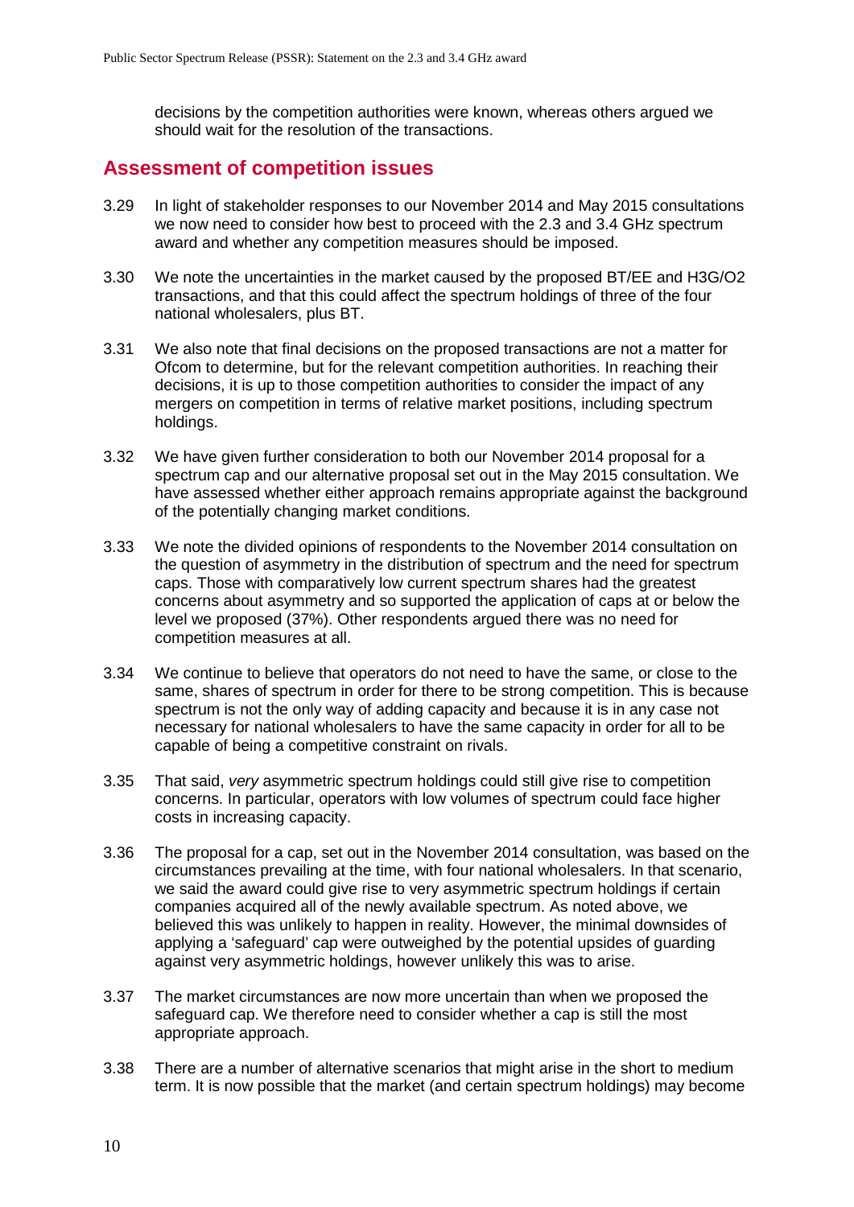decisions by the competition authorities were known, whereas others argued we should wait for the resolution of the transactions.

## Assessment of competition issues

3.29 In light of stakeholder responses to our November 2014 and May 2015 consultations we now need to consider how best to proceed with the 2.3 and 3.4 GHz spectrum award and whether any competition measures should be imposed.

3.30 We note the uncertainties in the market caused by the proposed BT/EE and H3G/O2 transactions, and that this could affect the spectrum holdings of three of the four national wholesalers, plus BT.

3.31 We also note that final decisions on the proposed transactions are not a matter for Ofcom to determine, but for the relevant competition authorities. In reaching their decisions, it is up to those competition authorities to consider the impact of any mergers on competition in terms of relative market positions, including spectrum holdings.

3.32 We have given further consideration to both our November 2014 proposal for a spectrum cap and our alternative proposal set out in the May 2015 consultation. We have assessed whether either approach remains appropriate against the background of the potentially changing market conditions.

3.33 We note the divided opinions of respondents to the November 2014 consultation on the question of asymmetry in the distribution of spectrum and the need for spectrum caps. Those with comparatively low current spectrum shares had the greatest concerns about asymmetry and so supported the application of caps at or below the level we proposed (37%). Other respondents argued there was no need for competition measures at all.

3.34 We continue to believe that operators do not need to have the same, or close to the same, shares of spectrum in order for there to be strong competition. This is because spectrum is not the only way of adding capacity and because it is in any case not necessary for national wholesalers to have the same capacity in order for all to be capable of being a competitive constraint on rivals.

3.35 That said, *very* asymmetric spectrum holdings could still give rise to competition concerns. In particular, operators with low volumes of spectrum could face higher costs in increasing capacity.

3.36 The proposal for a cap, set out in the November 2014 consultation, was based on the circumstances prevailing at the time, with four national wholesalers. In that scenario, we said the award could give rise to very asymmetric spectrum holdings if certain companies acquired all of the newly available spectrum. As noted above, we believed this was unlikely to happen in reality. However, the minimal downsides of applying a 'safeguard' cap were outweighed by the potential upsides of guarding against very asymmetric holdings, however unlikely this was to arise.

3.37 The market circumstances are now more uncertain than when we proposed the safeguard cap. We therefore need to consider whether a cap is still the most appropriate approach.

3.38 There are a number of alternative scenarios that might arise in the short to medium term. It is now possible that the market (and certain spectrum holdings) may become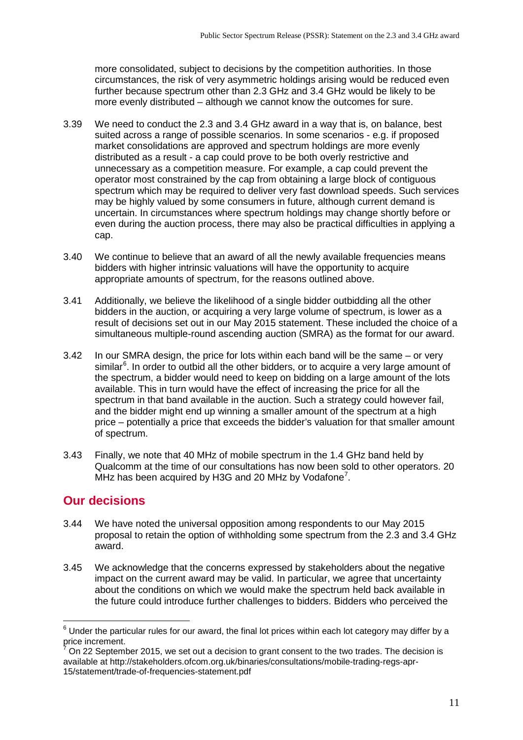more consolidated, subject to decisions by the competition authorities. In those circumstances, the risk of very asymmetric holdings arising would be reduced even further because spectrum other than 2.3 GHz and 3.4 GHz would be likely to be more evenly distributed – although we cannot know the outcomes for sure.

3.39 We need to conduct the 2.3 and 3.4 GHz award in a way that is, on balance, best suited across a range of possible scenarios. In some scenarios - e.g. if proposed market consolidations are approved and spectrum holdings are more evenly distributed as a result - a cap could prove to be both overly restrictive and unnecessary as a competition measure. For example, a cap could prevent the operator most constrained by the cap from obtaining a large block of contiguous spectrum which may be required to deliver very fast download speeds. Such services may be highly valued by some consumers in future, although current demand is uncertain. In circumstances where spectrum holdings may change shortly before or even during the auction process, there may also be practical difficulties in applying a cap.

3.40 We continue to believe that an award of all the newly available frequencies means bidders with higher intrinsic valuations will have the opportunity to acquire appropriate amounts of spectrum, for the reasons outlined above.

3.41 Additionally, we believe the likelihood of a single bidder outbidding all the other bidders in the auction, or acquiring a very large volume of spectrum, is lower as a result of decisions set out in our May 2015 statement. These included the choice of a simultaneous multiple-round ascending auction (SMRA) as the format for our award.

3.42 In our SMRA design, the price for lots within each band will be the same – or very similar[6]. In order to outbid all the other bidders, or to acquire a very large amount of the spectrum, a bidder would need to keep on bidding on a large amount of the lots available. This in turn would have the effect of increasing the price for all the spectrum in that band available in the auction. Such a strategy could however fail, and the bidder might end up winning a smaller amount of the spectrum at a high price – potentially a price that exceeds the bidder's valuation for that smaller amount of spectrum.

3.43 Finally, we note that 40 MHz of mobile spectrum in the 1.4 GHz band held by Qualcomm at the time of our consultations has now been sold to other operators. 20 MHz has been acquired by H3G and 20 MHz by Vodafone[7].

## Our decisions

3.44 We have noted the universal opposition among respondents to our May 2015 proposal to retain the option of withholding some spectrum from the 2.3 and 3.4 GHz award.

3.45 We acknowledge that the concerns expressed by stakeholders about the negative impact on the current award may be valid. In particular, we agree that uncertainty about the conditions on which we would make the spectrum held back available in the future could introduce further challenges to bidders. Bidders who perceived the

---

[6] Under the particular rules for our award, the final lot prices within each lot category may differ by a price increment.

[7] On 22 September 2015, we set out a decision to grant consent to the two trades. The decision is available at http://stakeholders.ofcom.org.uk/binaries/consultations/mobile-trading-regs-apr-15/statement/trade-of-frequencies-statement.pdf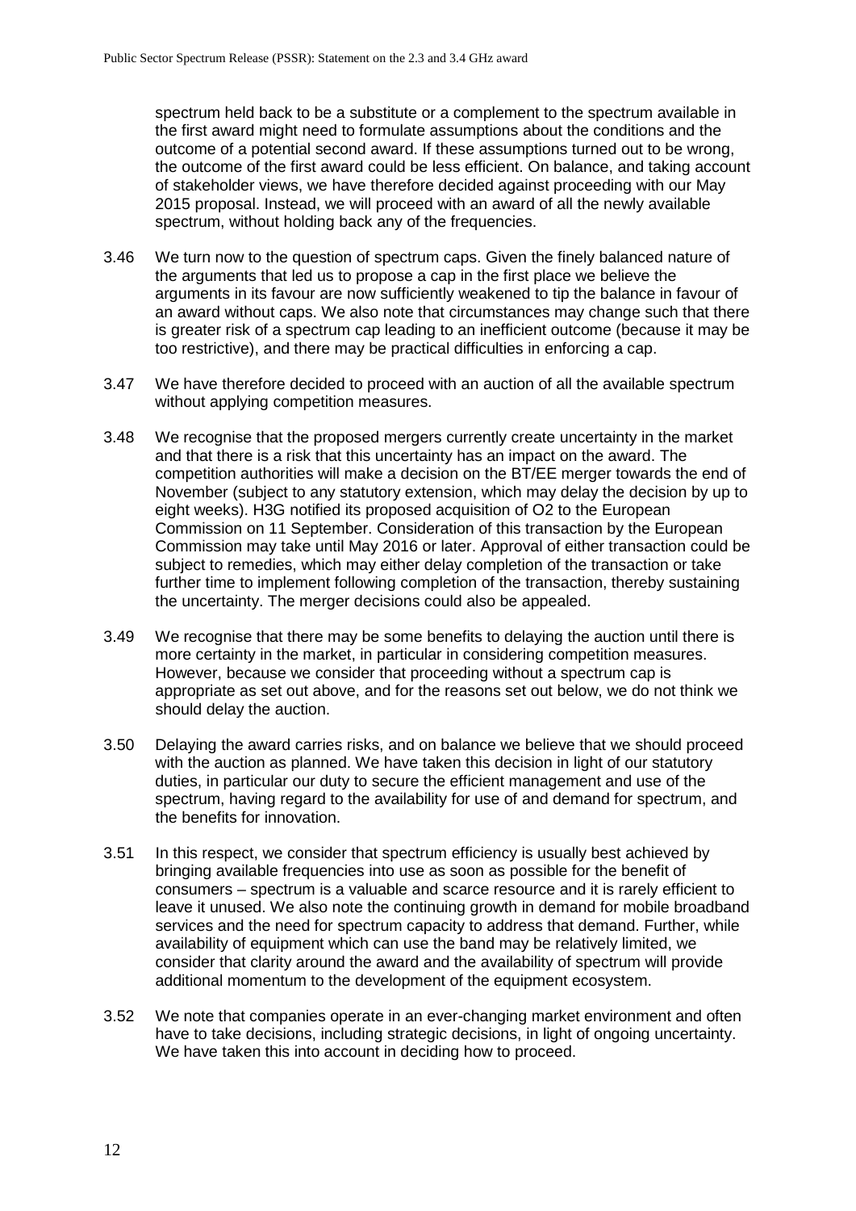spectrum held back to be a substitute or a complement to the spectrum available in the first award might need to formulate assumptions about the conditions and the outcome of a potential second award. If these assumptions turned out to be wrong, the outcome of the first award could be less efficient. On balance, and taking account of stakeholder views, we have therefore decided against proceeding with our May 2015 proposal. Instead, we will proceed with an award of all the newly available spectrum, without holding back any of the frequencies.

3.46 We turn now to the question of spectrum caps. Given the finely balanced nature of the arguments that led us to propose a cap in the first place we believe the arguments in its favour are now sufficiently weakened to tip the balance in favour of an award without caps. We also note that circumstances may change such that there is greater risk of a spectrum cap leading to an inefficient outcome (because it may be too restrictive), and there may be practical difficulties in enforcing a cap.

3.47 We have therefore decided to proceed with an auction of all the available spectrum without applying competition measures.

3.48 We recognise that the proposed mergers currently create uncertainty in the market and that there is a risk that this uncertainty has an impact on the award. The competition authorities will make a decision on the BT/EE merger towards the end of November (subject to any statutory extension, which may delay the decision by up to eight weeks). H3G notified its proposed acquisition of O2 to the European Commission on 11 September. Consideration of this transaction by the European Commission may take until May 2016 or later. Approval of either transaction could be subject to remedies, which may either delay completion of the transaction or take further time to implement following completion of the transaction, thereby sustaining the uncertainty. The merger decisions could also be appealed.

3.49 We recognise that there may be some benefits to delaying the auction until there is more certainty in the market, in particular in considering competition measures. However, because we consider that proceeding without a spectrum cap is appropriate as set out above, and for the reasons set out below, we do not think we should delay the auction.

3.50 Delaying the award carries risks, and on balance we believe that we should proceed with the auction as planned. We have taken this decision in light of our statutory duties, in particular our duty to secure the efficient management and use of the spectrum, having regard to the availability for use of and demand for spectrum, and the benefits for innovation.

3.51 In this respect, we consider that spectrum efficiency is usually best achieved by bringing available frequencies into use as soon as possible for the benefit of consumers – spectrum is a valuable and scarce resource and it is rarely efficient to leave it unused. We also note the continuing growth in demand for mobile broadband services and the need for spectrum capacity to address that demand. Further, while availability of equipment which can use the band may be relatively limited, we consider that clarity around the award and the availability of spectrum will provide additional momentum to the development of the equipment ecosystem.

3.52 We note that companies operate in an ever-changing market environment and often have to take decisions, including strategic decisions, in light of ongoing uncertainty. We have taken this into account in deciding how to proceed.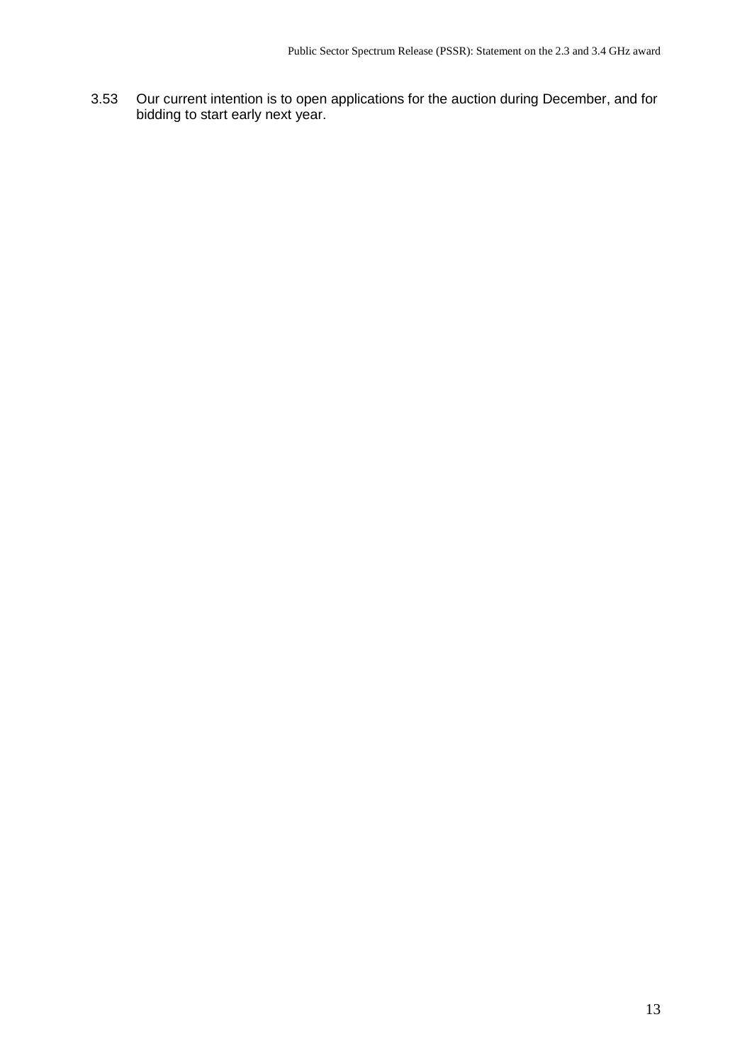3.53 Our current intention is to open applications for the auction during December, and for bidding to start early next year.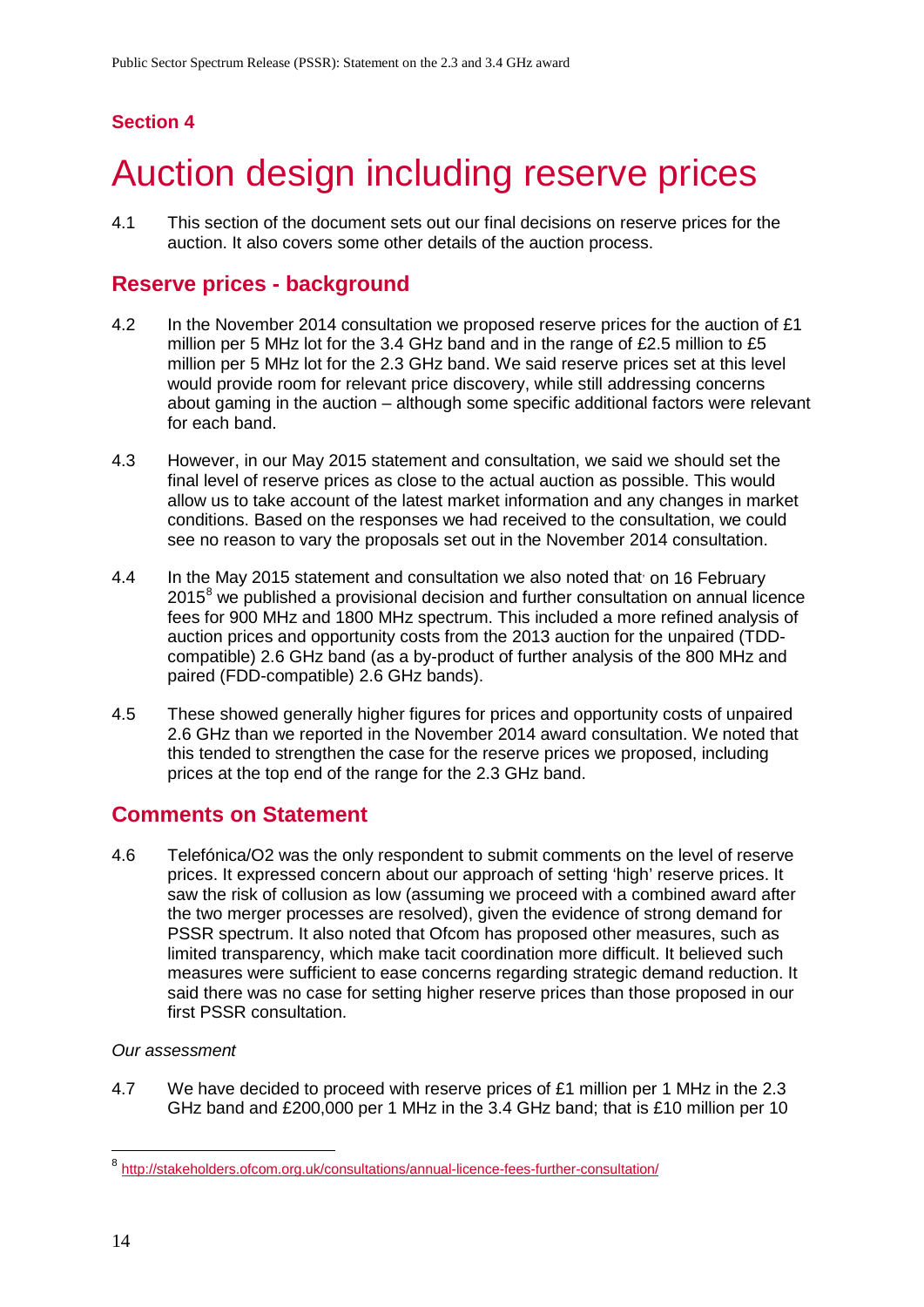**Section 4**

# Auction design including reserve prices

4.1 This section of the document sets out our final decisions on reserve prices for the auction. It also covers some other details of the auction process.

## Reserve prices - background

4.2 In the November 2014 consultation we proposed reserve prices for the auction of £1 million per 5 MHz lot for the 3.4 GHz band and in the range of £2.5 million to £5 million per 5 MHz lot for the 2.3 GHz band. We said reserve prices set at this level would provide room for relevant price discovery, while still addressing concerns about gaming in the auction – although some specific additional factors were relevant for each band.

4.3 However, in our May 2015 statement and consultation, we said we should set the final level of reserve prices as close to the actual auction as possible. This would allow us to take account of the latest market information and any changes in market conditions. Based on the responses we had received to the consultation, we could see no reason to vary the proposals set out in the November 2014 consultation.

4.4 In the May 2015 statement and consultation we also noted that on 16 February 2015[8] we published a provisional decision and further consultation on annual licence fees for 900 MHz and 1800 MHz spectrum. This included a more refined analysis of auction prices and opportunity costs from the 2013 auction for the unpaired (TDD-compatible) 2.6 GHz band (as a by-product of further analysis of the 800 MHz and paired (FDD-compatible) 2.6 GHz bands).

4.5 These showed generally higher figures for prices and opportunity costs of unpaired 2.6 GHz than we reported in the November 2014 award consultation. We noted that this tended to strengthen the case for the reserve prices we proposed, including prices at the top end of the range for the 2.3 GHz band.

## Comments on Statement

4.6 Telefónica/O2 was the only respondent to submit comments on the level of reserve prices. It expressed concern about our approach of setting 'high' reserve prices. It saw the risk of collusion as low (assuming we proceed with a combined award after the two merger processes are resolved), given the evidence of strong demand for PSSR spectrum. It also noted that Ofcom has proposed other measures, such as limited transparency, which make tacit coordination more difficult. It believed such measures were sufficient to ease concerns regarding strategic demand reduction. It said there was no case for setting higher reserve prices than those proposed in our first PSSR consultation.

*Our assessment*

4.7 We have decided to proceed with reserve prices of £1 million per 1 MHz in the 2.3 GHz band and £200,000 per 1 MHz in the 3.4 GHz band; that is £10 million per 10

[8] http://stakeholders.ofcom.org.uk/consultations/annual-licence-fees-further-consultation/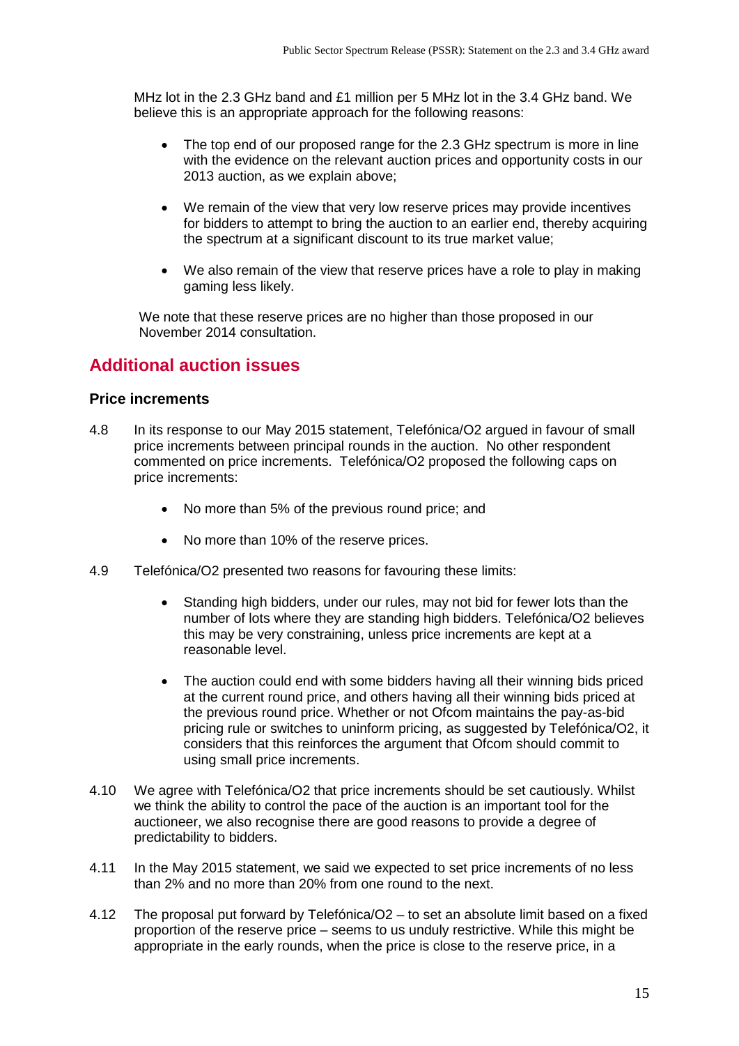MHz lot in the 2.3 GHz band and £1 million per 5 MHz lot in the 3.4 GHz band. We believe this is an appropriate approach for the following reasons:

- The top end of our proposed range for the 2.3 GHz spectrum is more in line with the evidence on the relevant auction prices and opportunity costs in our 2013 auction, as we explain above;
- We remain of the view that very low reserve prices may provide incentives for bidders to attempt to bring the auction to an earlier end, thereby acquiring the spectrum at a significant discount to its true market value;
- We also remain of the view that reserve prices have a role to play in making gaming less likely.

We note that these reserve prices are no higher than those proposed in our November 2014 consultation.

## Additional auction issues

### Price increments

4.8 In its response to our May 2015 statement, Telefónica/O2 argued in favour of small price increments between principal rounds in the auction. No other respondent commented on price increments. Telefónica/O2 proposed the following caps on price increments:

- No more than 5% of the previous round price; and
- No more than 10% of the reserve prices.

4.9 Telefónica/O2 presented two reasons for favouring these limits:

- Standing high bidders, under our rules, may not bid for fewer lots than the number of lots where they are standing high bidders. Telefónica/O2 believes this may be very constraining, unless price increments are kept at a reasonable level.
- The auction could end with some bidders having all their winning bids priced at the current round price, and others having all their winning bids priced at the previous round price. Whether or not Ofcom maintains the pay-as-bid pricing rule or switches to uninform pricing, as suggested by Telefónica/O2, it considers that this reinforces the argument that Ofcom should commit to using small price increments.

4.10 We agree with Telefónica/O2 that price increments should be set cautiously. Whilst we think the ability to control the pace of the auction is an important tool for the auctioneer, we also recognise there are good reasons to provide a degree of predictability to bidders.

4.11 In the May 2015 statement, we said we expected to set price increments of no less than 2% and no more than 20% from one round to the next.

4.12 The proposal put forward by Telefónica/O2 – to set an absolute limit based on a fixed proportion of the reserve price – seems to us unduly restrictive. While this might be appropriate in the early rounds, when the price is close to the reserve price, in a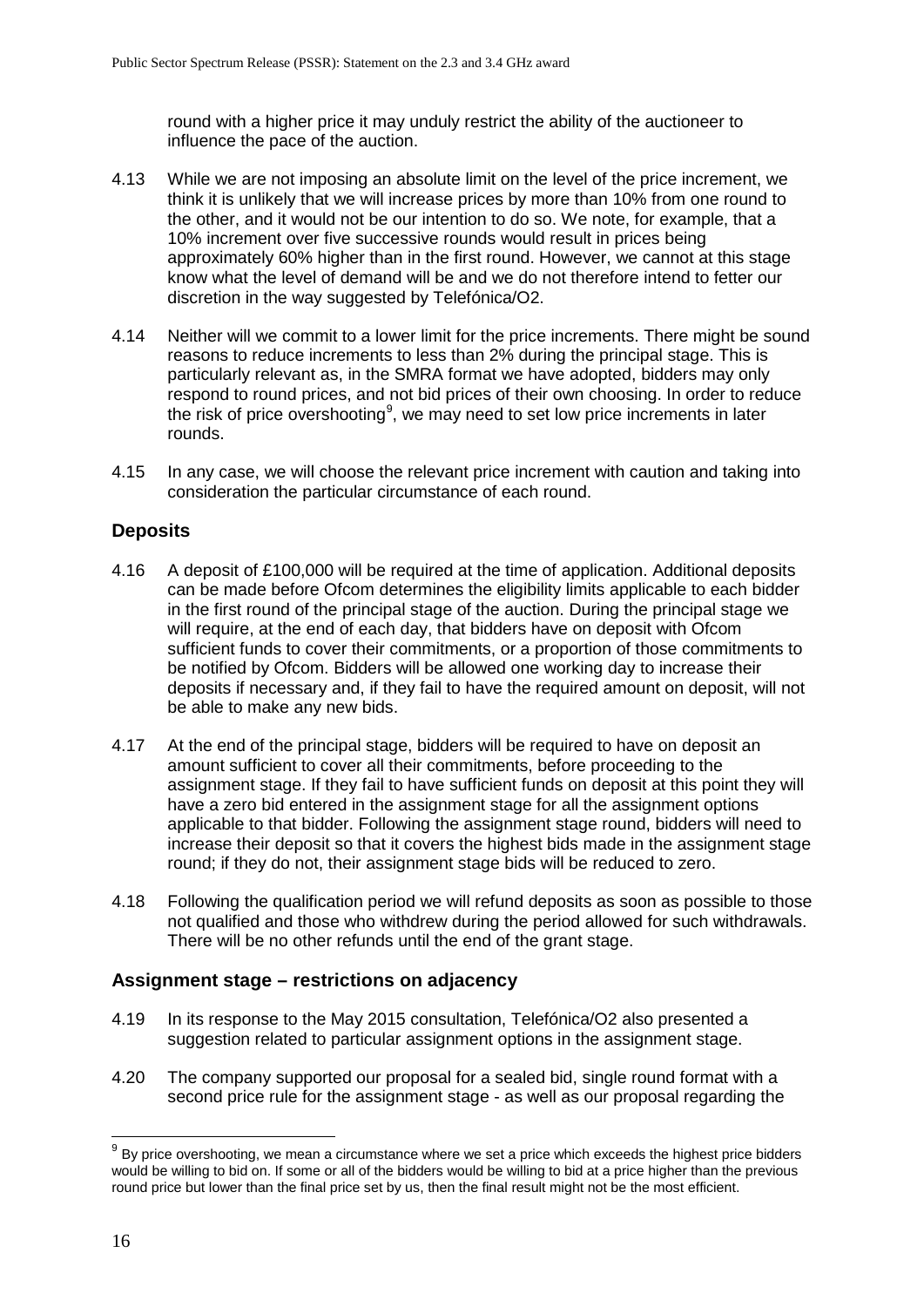round with a higher price it may unduly restrict the ability of the auctioneer to influence the pace of the auction.

4.13 While we are not imposing an absolute limit on the level of the price increment, we think it is unlikely that we will increase prices by more than 10% from one round to the other, and it would not be our intention to do so. We note, for example, that a 10% increment over five successive rounds would result in prices being approximately 60% higher than in the first round. However, we cannot at this stage know what the level of demand will be and we do not therefore intend to fetter our discretion in the way suggested by Telefónica/O2.

4.14 Neither will we commit to a lower limit for the price increments. There might be sound reasons to reduce increments to less than 2% during the principal stage. This is particularly relevant as, in the SMRA format we have adopted, bidders may only respond to round prices, and not bid prices of their own choosing. In order to reduce the risk of price overshooting[9], we may need to set low price increments in later rounds.

4.15 In any case, we will choose the relevant price increment with caution and taking into consideration the particular circumstance of each round.

## Deposits

4.16 A deposit of £100,000 will be required at the time of application. Additional deposits can be made before Ofcom determines the eligibility limits applicable to each bidder in the first round of the principal stage of the auction. During the principal stage we will require, at the end of each day, that bidders have on deposit with Ofcom sufficient funds to cover their commitments, or a proportion of those commitments to be notified by Ofcom. Bidders will be allowed one working day to increase their deposits if necessary and, if they fail to have the required amount on deposit, will not be able to make any new bids.

4.17 At the end of the principal stage, bidders will be required to have on deposit an amount sufficient to cover all their commitments, before proceeding to the assignment stage. If they fail to have sufficient funds on deposit at this point they will have a zero bid entered in the assignment stage for all the assignment options applicable to that bidder. Following the assignment stage round, bidders will need to increase their deposit so that it covers the highest bids made in the assignment stage round; if they do not, their assignment stage bids will be reduced to zero.

4.18 Following the qualification period we will refund deposits as soon as possible to those not qualified and those who withdrew during the period allowed for such withdrawals. There will be no other refunds until the end of the grant stage.

## Assignment stage – restrictions on adjacency

4.19 In its response to the May 2015 consultation, Telefónica/O2 also presented a suggestion related to particular assignment options in the assignment stage.

4.20 The company supported our proposal for a sealed bid, single round format with a second price rule for the assignment stage - as well as our proposal regarding the

[9] By price overshooting, we mean a circumstance where we set a price which exceeds the highest price bidders would be willing to bid on. If some or all of the bidders would be willing to bid at a price higher than the previous round price but lower than the final price set by us, then the final result might not be the most efficient.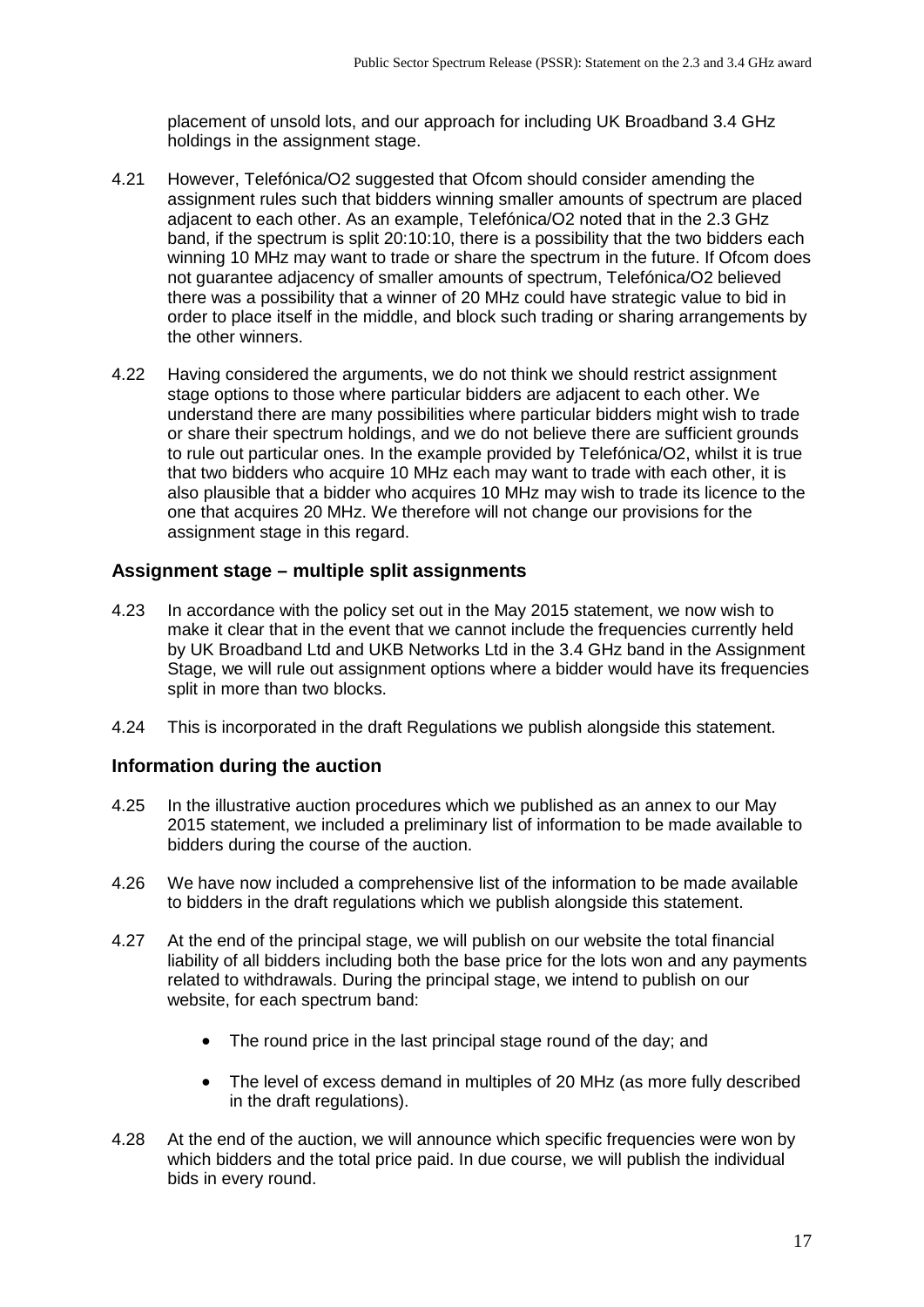placement of unsold lots, and our approach for including UK Broadband 3.4 GHz holdings in the assignment stage.

4.21 However, Telefónica/O2 suggested that Ofcom should consider amending the assignment rules such that bidders winning smaller amounts of spectrum are placed adjacent to each other. As an example, Telefónica/O2 noted that in the 2.3 GHz band, if the spectrum is split 20:10:10, there is a possibility that the two bidders each winning 10 MHz may want to trade or share the spectrum in the future. If Ofcom does not guarantee adjacency of smaller amounts of spectrum, Telefónica/O2 believed there was a possibility that a winner of 20 MHz could have strategic value to bid in order to place itself in the middle, and block such trading or sharing arrangements by the other winners.

4.22 Having considered the arguments, we do not think we should restrict assignment stage options to those where particular bidders are adjacent to each other. We understand there are many possibilities where particular bidders might wish to trade or share their spectrum holdings, and we do not believe there are sufficient grounds to rule out particular ones. In the example provided by Telefónica/O2, whilst it is true that two bidders who acquire 10 MHz each may want to trade with each other, it is also plausible that a bidder who acquires 10 MHz may wish to trade its licence to the one that acquires 20 MHz. We therefore will not change our provisions for the assignment stage in this regard.

### Assignment stage – multiple split assignments

4.23 In accordance with the policy set out in the May 2015 statement, we now wish to make it clear that in the event that we cannot include the frequencies currently held by UK Broadband Ltd and UKB Networks Ltd in the 3.4 GHz band in the Assignment Stage, we will rule out assignment options where a bidder would have its frequencies split in more than two blocks.

4.24 This is incorporated in the draft Regulations we publish alongside this statement.

### Information during the auction

4.25 In the illustrative auction procedures which we published as an annex to our May 2015 statement, we included a preliminary list of information to be made available to bidders during the course of the auction.

4.26 We have now included a comprehensive list of the information to be made available to bidders in the draft regulations which we publish alongside this statement.

4.27 At the end of the principal stage, we will publish on our website the total financial liability of all bidders including both the base price for the lots won and any payments related to withdrawals. During the principal stage, we intend to publish on our website, for each spectrum band:

- The round price in the last principal stage round of the day; and
- The level of excess demand in multiples of 20 MHz (as more fully described in the draft regulations).

4.28 At the end of the auction, we will announce which specific frequencies were won by which bidders and the total price paid. In due course, we will publish the individual bids in every round.